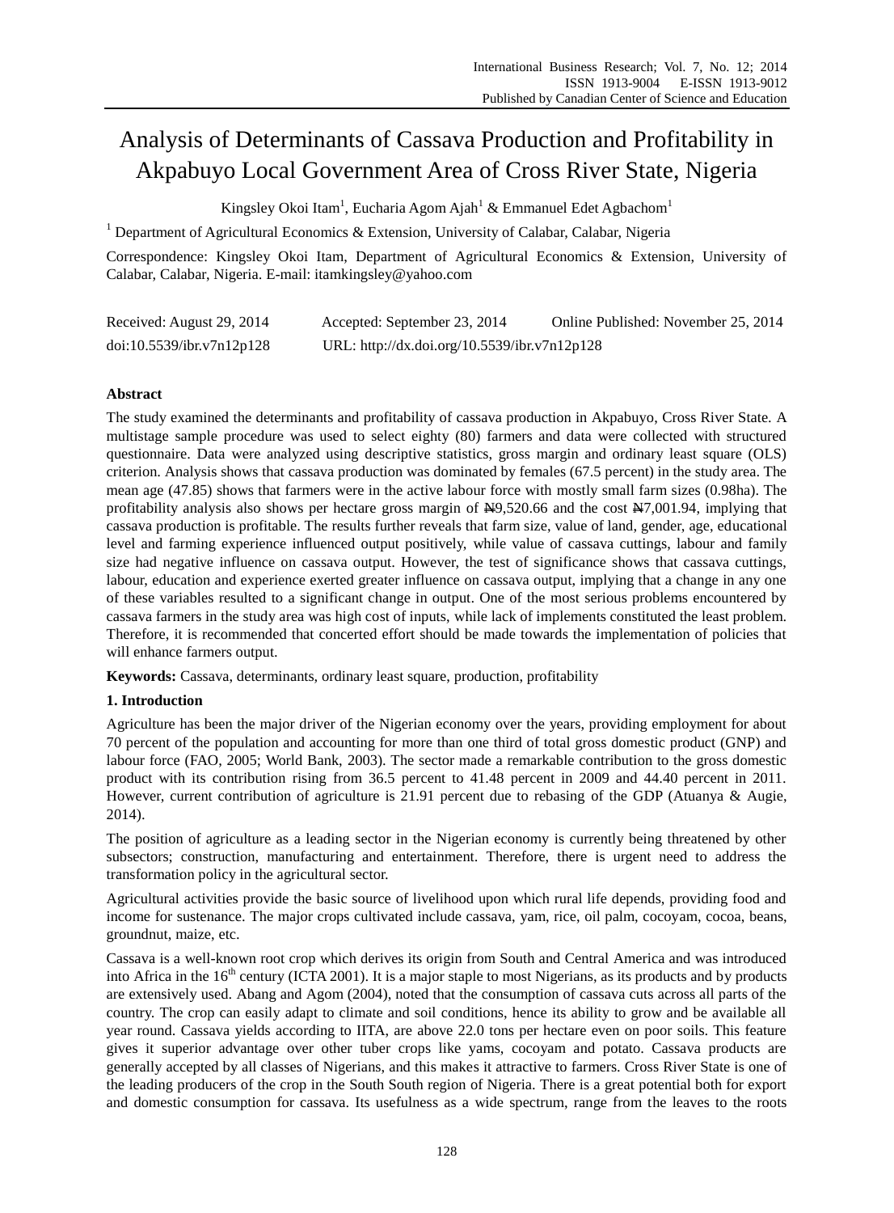# Analysis of Determinants of Cassava Production and Profitability in Akpabuyo Local Government Area of Cross River State, Nigeria

Kingsley Okoi Itam[1], Eucharia Agom Ajah[1] & Emmanuel Edet Agbachom[1]

[1] Department of Agricultural Economics & Extension, University of Calabar, Calabar, Nigeria

Correspondence: Kingsley Okoi Itam, Department of Agricultural Economics & Extension, University of Calabar, Calabar, Nigeria. E-mail: itamkingsley@yahoo.com

Received: August 29, 2014 Accepted: September 23, 2014 Online Published: November 25, 2014

doi:10.5539/ibr.v7n12p128 URL: http://dx.doi.org/10.5539/ibr.v7n12p128

## Abstract

The study examined the determinants and profitability of cassava production in Akpabuyo, Cross River State. A multistage sample procedure was used to select eighty (80) farmers and data were collected with structured questionnaire. Data were analyzed using descriptive statistics, gross margin and ordinary least square (OLS) criterion. Analysis shows that cassava production was dominated by females (67.5 percent) in the study area. The mean age (47.85) shows that farmers were in the active labour force with mostly small farm sizes (0.98ha). The profitability analysis also shows per hectare gross margin of ₦9,520.66 and the cost ₦7,001.94, implying that cassava production is profitable. The results further reveals that farm size, value of land, gender, age, educational level and farming experience influenced output positively, while value of cassava cuttings, labour and family size had negative influence on cassava output. However, the test of significance shows that cassava cuttings, labour, education and experience exerted greater influence on cassava output, implying that a change in any one of these variables resulted to a significant change in output. One of the most serious problems encountered by cassava farmers in the study area was high cost of inputs, while lack of implements constituted the least problem. Therefore, it is recommended that concerted effort should be made towards the implementation of policies that will enhance farmers output.

**Keywords:** Cassava, determinants, ordinary least square, production, profitability

## 1. Introduction

Agriculture has been the major driver of the Nigerian economy over the years, providing employment for about 70 percent of the population and accounting for more than one third of total gross domestic product (GNP) and labour force (FAO, 2005; World Bank, 2003). The sector made a remarkable contribution to the gross domestic product with its contribution rising from 36.5 percent to 41.48 percent in 2009 and 44.40 percent in 2011. However, current contribution of agriculture is 21.91 percent due to rebasing of the GDP (Atuanya & Augie, 2014).

The position of agriculture as a leading sector in the Nigerian economy is currently being threatened by other subsectors; construction, manufacturing and entertainment. Therefore, there is urgent need to address the transformation policy in the agricultural sector.

Agricultural activities provide the basic source of livelihood upon which rural life depends, providing food and income for sustenance. The major crops cultivated include cassava, yam, rice, oil palm, cocoyam, cocoa, beans, groundnut, maize, etc.

Cassava is a well-known root crop which derives its origin from South and Central America and was introduced into Africa in the 16th century (ICTA 2001). It is a major staple to most Nigerians, as its products and by products are extensively used. Abang and Agom (2004), noted that the consumption of cassava cuts across all parts of the country. The crop can easily adapt to climate and soil conditions, hence its ability to grow and be available all year round. Cassava yields according to IITA, are above 22.0 tons per hectare even on poor soils. This feature gives it superior advantage over other tuber crops like yams, cocoyam and potato. Cassava products are generally accepted by all classes of Nigerians, and this makes it attractive to farmers. Cross River State is one of the leading producers of the crop in the South South region of Nigeria. There is a great potential both for export and domestic consumption for cassava. Its usefulness as a wide spectrum, range from the leaves to the roots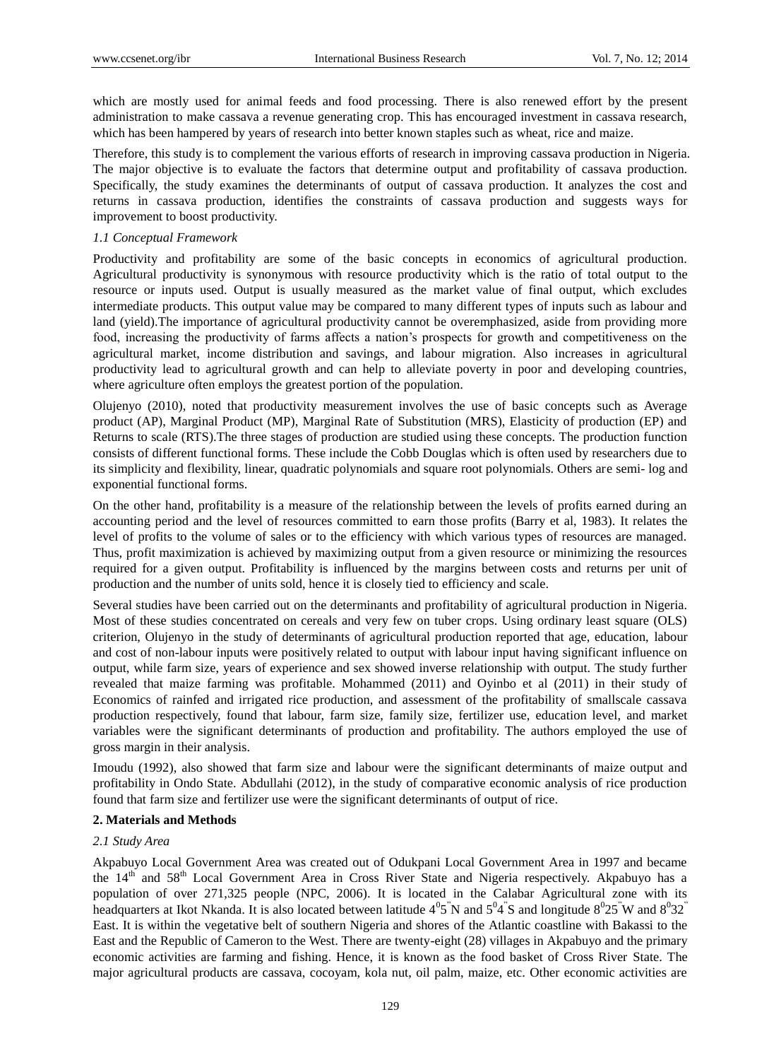which are mostly used for animal feeds and food processing. There is also renewed effort by the present administration to make cassava a revenue generating crop. This has encouraged investment in cassava research, which has been hampered by years of research into better known staples such as wheat, rice and maize.

Therefore, this study is to complement the various efforts of research in improving cassava production in Nigeria. The major objective is to evaluate the factors that determine output and profitability of cassava production. Specifically, the study examines the determinants of output of cassava production. It analyzes the cost and returns in cassava production, identifies the constraints of cassava production and suggests ways for improvement to boost productivity.

### *1.1 Conceptual Framework*

Productivity and profitability are some of the basic concepts in economics of agricultural production. Agricultural productivity is synonymous with resource productivity which is the ratio of total output to the resource or inputs used. Output is usually measured as the market value of final output, which excludes intermediate products. This output value may be compared to many different types of inputs such as labour and land (yield).The importance of agricultural productivity cannot be overemphasized, aside from providing more food, increasing the productivity of farms affects a nation's prospects for growth and competitiveness on the agricultural market, income distribution and savings, and labour migration. Also increases in agricultural productivity lead to agricultural growth and can help to alleviate poverty in poor and developing countries, where agriculture often employs the greatest portion of the population.

Olujenyo (2010), noted that productivity measurement involves the use of basic concepts such as Average product (AP), Marginal Product (MP), Marginal Rate of Substitution (MRS), Elasticity of production (EP) and Returns to scale (RTS).The three stages of production are studied using these concepts. The production function consists of different functional forms. These include the Cobb Douglas which is often used by researchers due to its simplicity and flexibility, linear, quadratic polynomials and square root polynomials. Others are semi- log and exponential functional forms.

On the other hand, profitability is a measure of the relationship between the levels of profits earned during an accounting period and the level of resources committed to earn those profits (Barry et al, 1983). It relates the level of profits to the volume of sales or to the efficiency with which various types of resources are managed. Thus, profit maximization is achieved by maximizing output from a given resource or minimizing the resources required for a given output. Profitability is influenced by the margins between costs and returns per unit of production and the number of units sold, hence it is closely tied to efficiency and scale.

Several studies have been carried out on the determinants and profitability of agricultural production in Nigeria. Most of these studies concentrated on cereals and very few on tuber crops. Using ordinary least square (OLS) criterion, Olujenyo in the study of determinants of agricultural production reported that age, education, labour and cost of non-labour inputs were positively related to output with labour input having significant influence on output, while farm size, years of experience and sex showed inverse relationship with output. The study further revealed that maize farming was profitable. Mohammed (2011) and Oyinbo et al (2011) in their study of Economics of rainfed and irrigated rice production, and assessment of the profitability of smallscale cassava production respectively, found that labour, farm size, family size, fertilizer use, education level, and market variables were the significant determinants of production and profitability. The authors employed the use of gross margin in their analysis.

Imoudu (1992), also showed that farm size and labour were the significant determinants of maize output and profitability in Ondo State. Abdullahi (2012), in the study of comparative economic analysis of rice production found that farm size and fertilizer use were the significant determinants of output of rice.

## 2. Materials and Methods

### *2.1 Study Area*

Akpabuyo Local Government Area was created out of Odukpani Local Government Area in 1997 and became the 14th and 58th Local Government Area in Cross River State and Nigeria respectively. Akpabuyo has a population of over 271,325 people (NPC, 2006). It is located in the Calabar Agricultural zone with its headquarters at Ikot Nkanda. It is also located between latitude $4^0 5''$N and $5^0 4''$S and longitude $8^0 25''$W and $8^0 32''$ East. It is within the vegetative belt of southern Nigeria and shores of the Atlantic coastline with Bakassi to the East and the Republic of Cameron to the West. There are twenty-eight (28) villages in Akpabuyo and the primary economic activities are farming and fishing. Hence, it is known as the food basket of Cross River State. The major agricultural products are cassava, cocoyam, kola nut, oil palm, maize, etc. Other economic activities are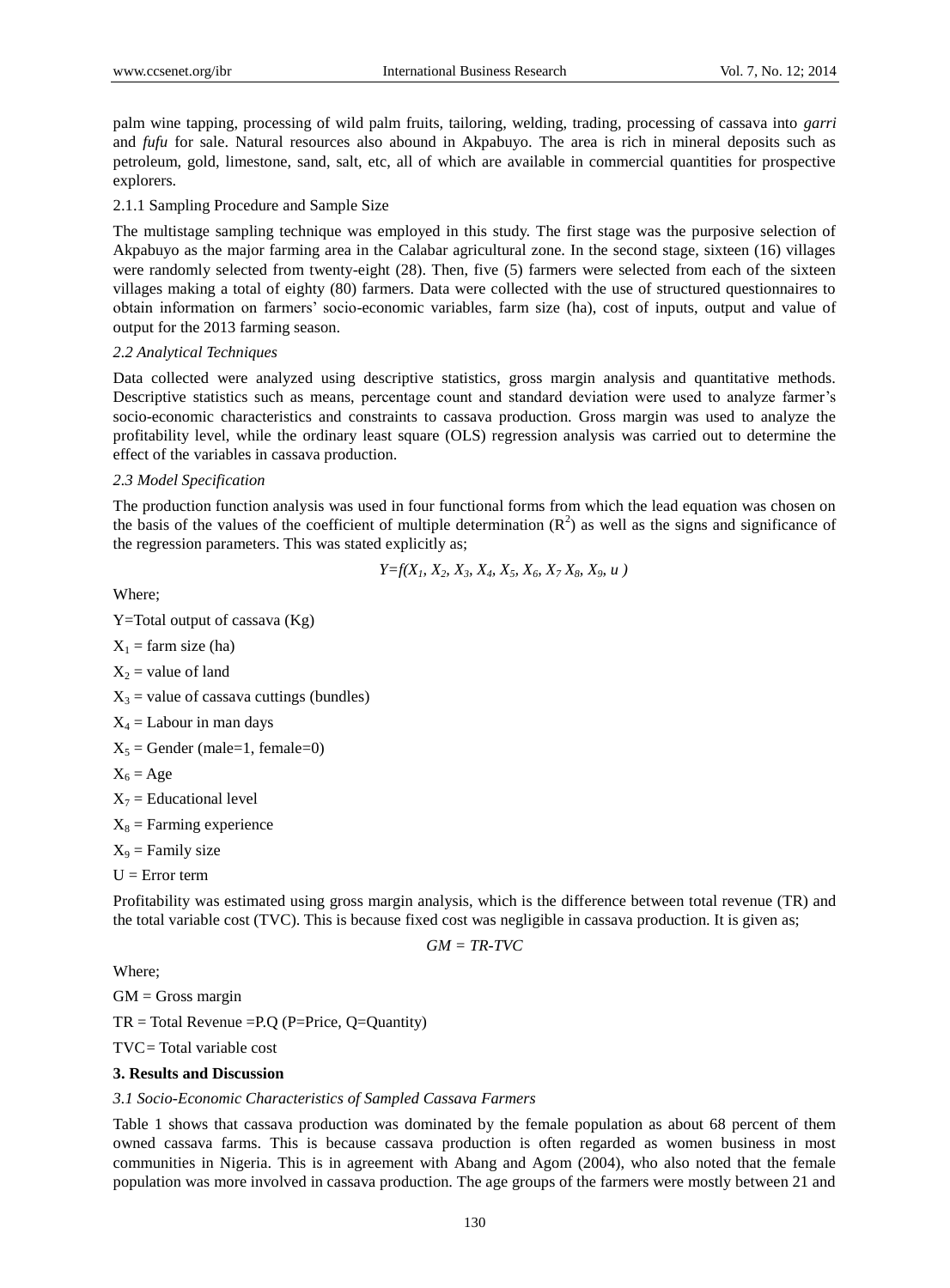palm wine tapping, processing of wild palm fruits, tailoring, welding, trading, processing of cassava into *garri* and *fufu* for sale. Natural resources also abound in Akpabuyo. The area is rich in mineral deposits such as petroleum, gold, limestone, sand, salt, etc, all of which are available in commercial quantities for prospective explorers.

2.1.1 Sampling Procedure and Sample Size

The multistage sampling technique was employed in this study. The first stage was the purposive selection of Akpabuyo as the major farming area in the Calabar agricultural zone. In the second stage, sixteen (16) villages were randomly selected from twenty-eight (28). Then, five (5) farmers were selected from each of the sixteen villages making a total of eighty (80) farmers. Data were collected with the use of structured questionnaires to obtain information on farmers' socio-economic variables, farm size (ha), cost of inputs, output and value of output for the 2013 farming season.

### *2.2 Analytical Techniques*

Data collected were analyzed using descriptive statistics, gross margin analysis and quantitative methods. Descriptive statistics such as means, percentage count and standard deviation were used to analyze farmer's socio-economic characteristics and constraints to cassava production. Gross margin was used to analyze the profitability level, while the ordinary least square (OLS) regression analysis was carried out to determine the effect of the variables in cassava production.

### *2.3 Model Specification*

The production function analysis was used in four functional forms from which the lead equation was chosen on the basis of the values of the coefficient of multiple determination ($R^2$) as well as the signs and significance of the regression parameters. This was stated explicitly as;

$$Y=f(X_1, X_2, X_3, X_4, X_5, X_6, X_7\ X_8, X_9, u)$$

Where;

Y=Total output of cassava (Kg)

$X_1$ = farm size (ha)

$X_2$ = value of land

$X_3$ = value of cassava cuttings (bundles)

$X_4$ = Labour in man days

$X_5$ = Gender (male=1, female=0)

$X_6$ = Age

$X_7$ = Educational level

$X_8$ = Farming experience

$X_9$ = Family size

U = Error term

Profitability was estimated using gross margin analysis, which is the difference between total revenue (TR) and the total variable cost (TVC). This is because fixed cost was negligible in cassava production. It is given as;

$$GM = TR\text{-}TVC$$

Where;

GM = Gross margin

TR = Total Revenue =P.Q (P=Price, Q=Quantity)

TVC= Total variable cost

## 3. Results and Discussion

### *3.1 Socio-Economic Characteristics of Sampled Cassava Farmers*

Table 1 shows that cassava production was dominated by the female population as about 68 percent of them owned cassava farms. This is because cassava production is often regarded as women business in most communities in Nigeria. This is in agreement with Abang and Agom (2004), who also noted that the female population was more involved in cassava production. The age groups of the farmers were mostly between 21 and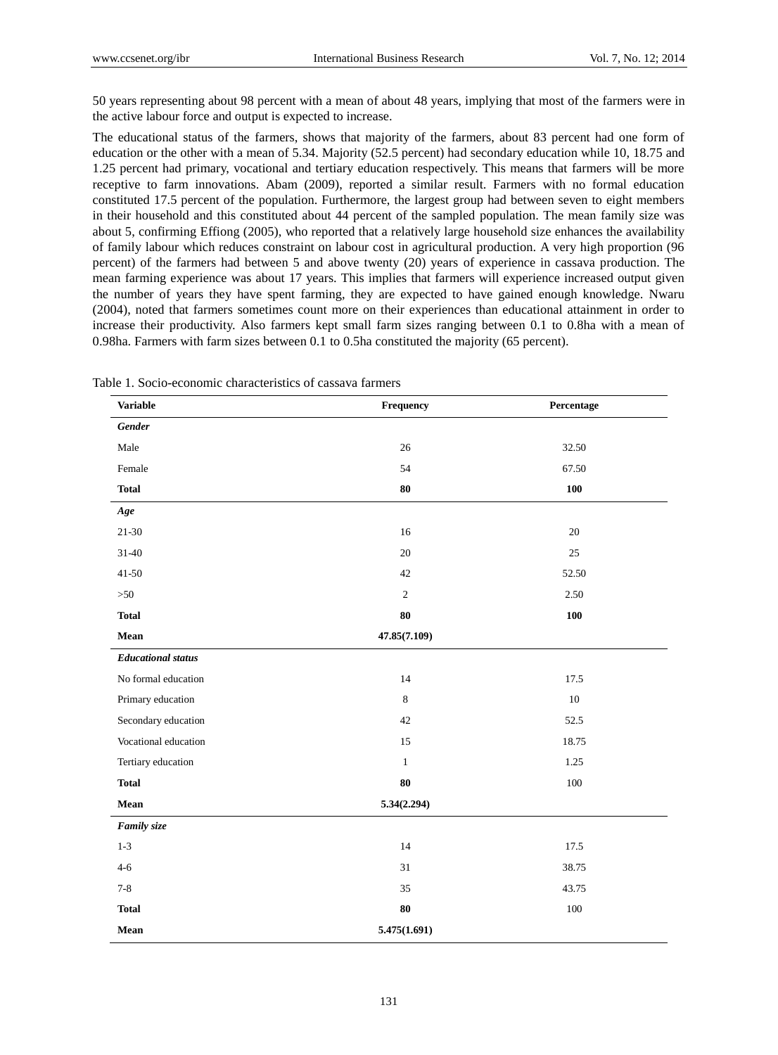50 years representing about 98 percent with a mean of about 48 years, implying that most of the farmers were in the active labour force and output is expected to increase.

The educational status of the farmers, shows that majority of the farmers, about 83 percent had one form of education or the other with a mean of 5.34. Majority (52.5 percent) had secondary education while 10, 18.75 and 1.25 percent had primary, vocational and tertiary education respectively. This means that farmers will be more receptive to farm innovations. Abam (2009), reported a similar result. Farmers with no formal education constituted 17.5 percent of the population. Furthermore, the largest group had between seven to eight members in their household and this constituted about 44 percent of the sampled population. The mean family size was about 5, confirming Effiong (2005), who reported that a relatively large household size enhances the availability of family labour which reduces constraint on labour cost in agricultural production. A very high proportion (96 percent) of the farmers had between 5 and above twenty (20) years of experience in cassava production. The mean farming experience was about 17 years. This implies that farmers will experience increased output given the number of years they have spent farming, they are expected to have gained enough knowledge. Nwaru (2004), noted that farmers sometimes count more on their experiences than educational attainment in order to increase their productivity. Also farmers kept small farm sizes ranging between 0.1 to 0.8ha with a mean of 0.98ha. Farmers with farm sizes between 0.1 to 0.5ha constituted the majority (65 percent).

Table 1. Socio-economic characteristics of cassava farmers

| Variable | Frequency | Percentage |
|---|---|---|
| ***Gender*** | | |
| Male | 26 | 32.50 |
| Female | 54 | 67.50 |
| **Total** | **80** | **100** |
| ***Age*** | | |
| 21-30 | 16 | 20 |
| 31-40 | 20 | 25 |
| 41-50 | 42 | 52.50 |
| >50 | 2 | 2.50 |
| **Total** | **80** | **100** |
| **Mean** | **47.85(7.109)** | |
| ***Educational status*** | | |
| No formal education | 14 | 17.5 |
| Primary education | 8 | 10 |
| Secondary education | 42 | 52.5 |
| Vocational education | 15 | 18.75 |
| Tertiary education | 1 | 1.25 |
| **Total** | **80** | 100 |
| **Mean** | **5.34(2.294)** | |
| ***Family size*** | | |
| 1-3 | 14 | 17.5 |
| 4-6 | 31 | 38.75 |
| 7-8 | 35 | 43.75 |
| **Total** | **80** | 100 |
| **Mean** | **5.475(1.691)** | |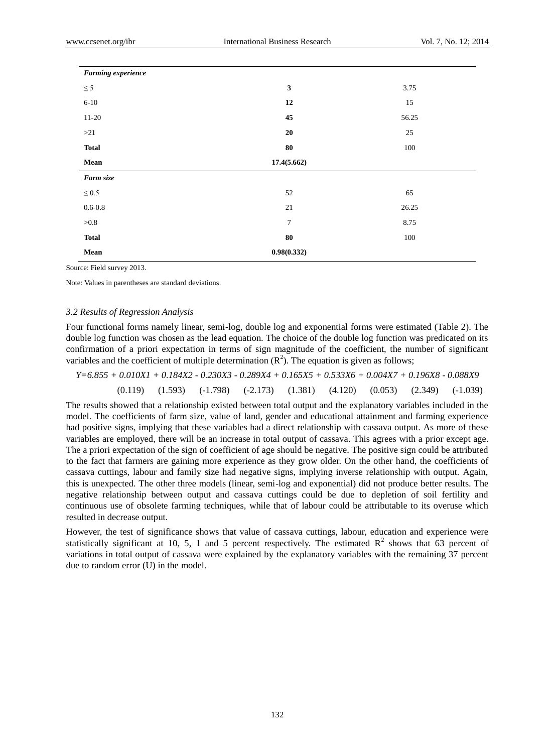| | | |
|---|---|---|
| ***Farming experience*** | | |
| ≤ 5 | **3** | 3.75 |
| 6-10 | **12** | 15 |
| 11-20 | **45** | 56.25 |
| >21 | **20** | 25 |
| **Total** | **80** | 100 |
| **Mean** | **17.4(5.662)** | |
| ***Farm size*** | | |
| ≤ 0.5 | 52 | 65 |
| 0.6-0.8 | 21 | 26.25 |
| >0.8 | 7 | 8.75 |
| **Total** | **80** | 100 |
| **Mean** | **0.98(0.332)** | |

Source: Field survey 2013.

Note: Values in parentheses are standard deviations.

### *3.2 Results of Regression Analysis*

Four functional forms namely linear, semi-log, double log and exponential forms were estimated (Table 2). The double log function was chosen as the lead equation. The choice of the double log function was predicated on its confirmation of a priori expectation in terms of sign magnitude of the coefficient, the number of significant variables and the coefficient of multiple determination ($R^2$). The equation is given as follows;

$$Y=6.855 + 0.010X1 + 0.184X2 - 0.230X3 - 0.289X4 + 0.165X5 + 0.533X6 + 0.004X7 + 0.196X8 - 0.088X9$$
$$(0.119) \quad (1.593) \quad (-1.798) \quad (-2.173) \quad (1.381) \quad (4.120) \quad (0.053) \quad (2.349) \quad (-1.039)$$

The results showed that a relationship existed between total output and the explanatory variables included in the model. The coefficients of farm size, value of land, gender and educational attainment and farming experience had positive signs, implying that these variables had a direct relationship with cassava output. As more of these variables are employed, there will be an increase in total output of cassava. This agrees with a prior except age. The a priori expectation of the sign of coefficient of age should be negative. The positive sign could be attributed to the fact that farmers are gaining more experience as they grow older. On the other hand, the coefficients of cassava cuttings, labour and family size had negative signs, implying inverse relationship with output. Again, this is unexpected. The other three models (linear, semi-log and exponential) did not produce better results. The negative relationship between output and cassava cuttings could be due to depletion of soil fertility and continuous use of obsolete farming techniques, while that of labour could be attributable to its overuse which resulted in decrease output.

However, the test of significance shows that value of cassava cuttings, labour, education and experience were statistically significant at 10, 5, 1 and 5 percent respectively. The estimated $R^2$ shows that 63 percent of variations in total output of cassava were explained by the explanatory variables with the remaining 37 percent due to random error (U) in the model.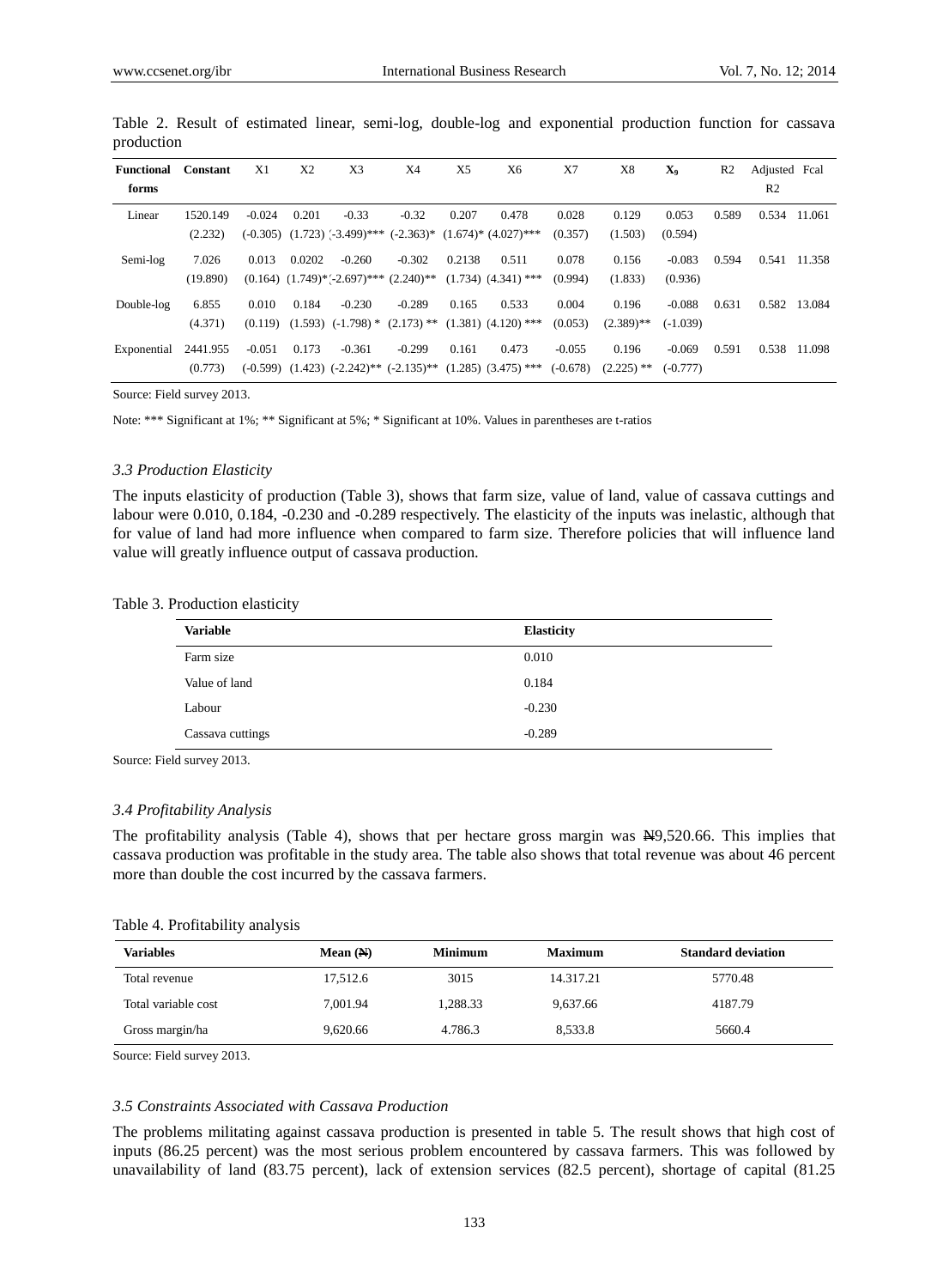Table 2. Result of estimated linear, semi-log, double-log and exponential production function for cassava production

| Functional forms | Constant | X1 | X2 | X3 | X4 | X5 | X6 | X7 | X8 | $X_9$ | R2 | Adjusted R2 | Fcal |
|---|---|---|---|---|---|---|---|---|---|---|---|---|---|
| Linear | 1520.149 (2.232) | -0.024 (-0.305) | 0.201 (1.723) | -0.33 (-3.499)*** | -0.32 (-2.363)* | 0.207 (1.674)* | 0.478 (4.027)*** | 0.028 (0.357) | 0.129 (1.503) | 0.053 (0.594) | 0.589 | 0.534 | 11.061 |
| Semi-log | 7.026 (19.890) | 0.013 (0.164) | 0.0202 (1.749)* | -0.260 (-2.697)*** | -0.302 (2.240)** | 0.2138 (1.734) | 0.511 (4.341) *** | 0.078 (0.994) | 0.156 (1.833) | -0.083 (0.936) | 0.594 | 0.541 | 11.358 |
| Double-log | 6.855 (4.371) | 0.010 (0.119) | 0.184 (1.593) | -0.230 (-1.798) * | -0.289 (2.173) ** | 0.165 (1.381) | 0.533 (4.120) *** | 0.004 (0.053) | 0.196 (2.389)** | -0.088 (-1.039) | 0.631 | 0.582 | 13.084 |
| Exponential | 2441.955 (0.773) | -0.051 (-0.599) | 0.173 (1.423) | -0.361 (-2.242)** | -0.299 (-2.135)** | 0.161 (1.285) | 0.473 (3.475) *** | -0.055 (-0.678) | 0.196 (2.225) ** | -0.069 (-0.777) | 0.591 | 0.538 | 11.098 |

Source: Field survey 2013.

Note: *** Significant at 1%; ** Significant at 5%; * Significant at 10%. Values in parentheses are t-ratios

### *3.3 Production Elasticity*

The inputs elasticity of production (Table 3), shows that farm size, value of land, value of cassava cuttings and labour were 0.010, 0.184, -0.230 and -0.289 respectively. The elasticity of the inputs was inelastic, although that for value of land had more influence when compared to farm size. Therefore policies that will influence land value will greatly influence output of cassava production.

Table 3. Production elasticity

| Variable | Elasticity |
|---|---|
| Farm size | 0.010 |
| Value of land | 0.184 |
| Labour | -0.230 |
| Cassava cuttings | -0.289 |

Source: Field survey 2013.

### *3.4 Profitability Analysis*

The profitability analysis (Table 4), shows that per hectare gross margin was ₦9,520.66. This implies that cassava production was profitable in the study area. The table also shows that total revenue was about 46 percent more than double the cost incurred by the cassava farmers.

Table 4. Profitability analysis

| Variables | Mean (₦) | Minimum | Maximum | Standard deviation |
|---|---|---|---|---|
| Total revenue | 17,512.6 | 3015 | 14.317.21 | 5770.48 |
| Total variable cost | 7,001.94 | 1,288.33 | 9,637.66 | 4187.79 |
| Gross margin/ha | 9,620.66 | 4.786.3 | 8,533.8 | 5660.4 |

Source: Field survey 2013.

### *3.5 Constraints Associated with Cassava Production*

The problems militating against cassava production is presented in table 5. The result shows that high cost of inputs (86.25 percent) was the most serious problem encountered by cassava farmers. This was followed by unavailability of land (83.75 percent), lack of extension services (82.5 percent), shortage of capital (81.25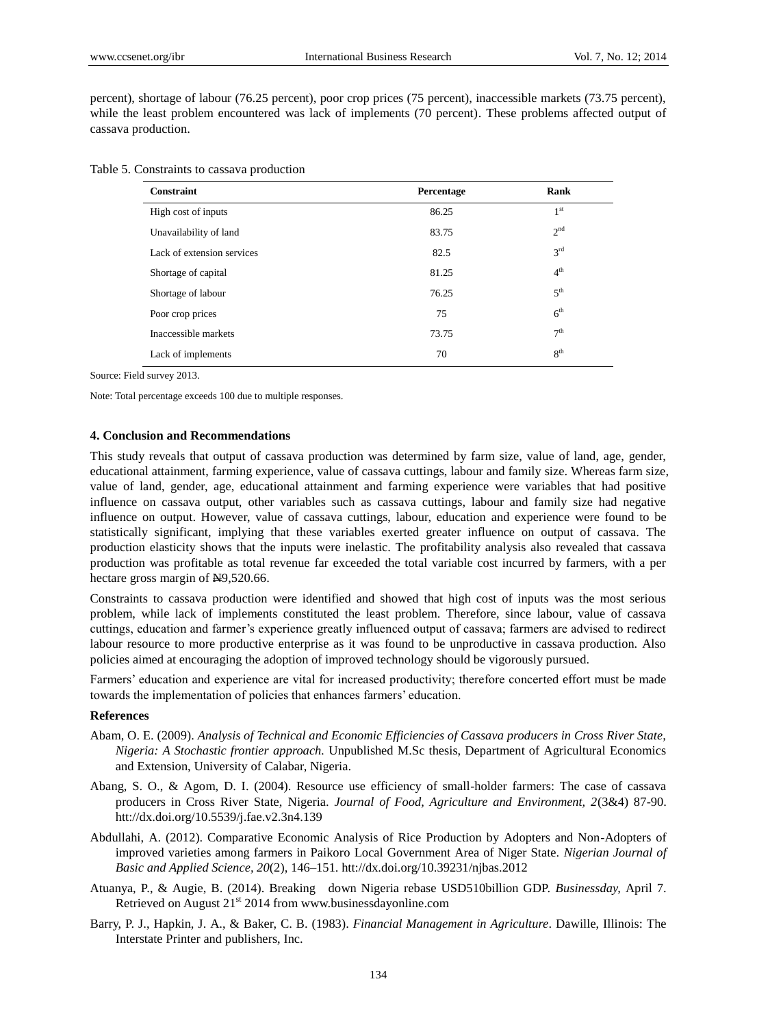percent), shortage of labour (76.25 percent), poor crop prices (75 percent), inaccessible markets (73.75 percent), while the least problem encountered was lack of implements (70 percent). These problems affected output of cassava production.

Table 5. Constraints to cassava production

| Constraint | Percentage | Rank |
|---|---|---|
| High cost of inputs | 86.25 | 1st |
| Unavailability of land | 83.75 | 2nd |
| Lack of extension services | 82.5 | 3rd |
| Shortage of capital | 81.25 | 4th |
| Shortage of labour | 76.25 | 5th |
| Poor crop prices | 75 | 6th |
| Inaccessible markets | 73.75 | 7th |
| Lack of implements | 70 | 8th |

Source: Field survey 2013.

Note: Total percentage exceeds 100 due to multiple responses.

## 4. Conclusion and Recommendations

This study reveals that output of cassava production was determined by farm size, value of land, age, gender, educational attainment, farming experience, value of cassava cuttings, labour and family size. Whereas farm size, value of land, gender, age, educational attainment and farming experience were variables that had positive influence on cassava output, other variables such as cassava cuttings, labour and family size had negative influence on output. However, value of cassava cuttings, labour, education and experience were found to be statistically significant, implying that these variables exerted greater influence on output of cassava. The production elasticity shows that the inputs were inelastic. The profitability analysis also revealed that cassava production was profitable as total revenue far exceeded the total variable cost incurred by farmers, with a per hectare gross margin of ₦9,520.66.

Constraints to cassava production were identified and showed that high cost of inputs was the most serious problem, while lack of implements constituted the least problem. Therefore, since labour, value of cassava cuttings, education and farmer's experience greatly influenced output of cassava; farmers are advised to redirect labour resource to more productive enterprise as it was found to be unproductive in cassava production. Also policies aimed at encouraging the adoption of improved technology should be vigorously pursued.

Farmers' education and experience are vital for increased productivity; therefore concerted effort must be made towards the implementation of policies that enhances farmers' education.

### References

Abam, O. E. (2009). *Analysis of Technical and Economic Efficiencies of Cassava producers in Cross River State, Nigeria: A Stochastic frontier approach.* Unpublished M.Sc thesis, Department of Agricultural Economics and Extension, University of Calabar, Nigeria.

Abang, S. O., & Agom, D. I. (2004). Resource use efficiency of small-holder farmers: The case of cassava producers in Cross River State, Nigeria. *Journal of Food, Agriculture and Environment, 2*(3&4) 87-90. htt://dx.doi.org/10.5539/j.fae.v2.3n4.139

Abdullahi, A. (2012). Comparative Economic Analysis of Rice Production by Adopters and Non-Adopters of improved varieties among farmers in Paikoro Local Government Area of Niger State. *Nigerian Journal of Basic and Applied Science, 20*(2), 146–151. htt://dx.doi.org/10.39231/njbas.2012

Atuanya, P., & Augie, B. (2014). Breaking down Nigeria rebase USD510billion GDP. *Businessday,* April 7. Retrieved on August 21st 2014 from www.businessdayonline.com

Barry, P. J., Hapkin, J. A., & Baker, C. B. (1983). *Financial Management in Agriculture*. Dawille, Illinois: The Interstate Printer and publishers, Inc.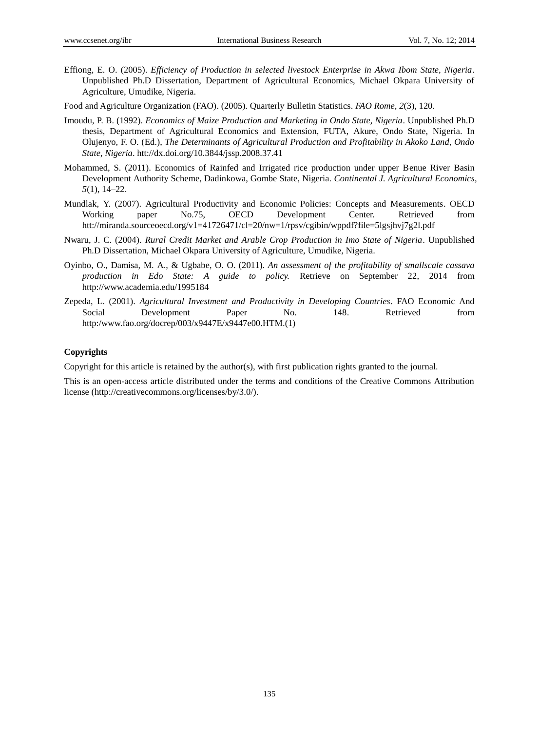Effiong, E. O. (2005). *Efficiency of Production in selected livestock Enterprise in Akwa Ibom State, Nigeria*. Unpublished Ph.D Dissertation, Department of Agricultural Economics, Michael Okpara University of Agriculture, Umudike, Nigeria.

Food and Agriculture Organization (FAO). (2005). Quarterly Bulletin Statistics. *FAO Rome, 2*(3), 120.

Imoudu, P. B. (1992). *Economics of Maize Production and Marketing in Ondo State, Nigeria*. Unpublished Ph.D thesis, Department of Agricultural Economics and Extension, FUTA, Akure, Ondo State, Nigeria. In Olujenyo, F. O. (Ed.), *The Determinants of Agricultural Production and Profitability in Akoko Land, Ondo State, Nigeria*. htt://dx.doi.org/10.3844/jssp.2008.37.41

Mohammed, S. (2011). Economics of Rainfed and Irrigated rice production under upper Benue River Basin Development Authority Scheme, Dadinkowa, Gombe State, Nigeria. *Continental J. Agricultural Economics, 5*(1), 14–22.

Mundlak, Y. (2007). Agricultural Productivity and Economic Policies: Concepts and Measurements. OECD Working paper No.75, OECD Development Center. Retrieved from htt://miranda.sourceoecd.org/v1=41726471/cl=20/nw=1/rpsv/cgibin/wppdf?file=5lgsjhvj7g2l.pdf

Nwaru, J. C. (2004). *Rural Credit Market and Arable Crop Production in Imo State of Nigeria*. Unpublished Ph.D Dissertation, Michael Okpara University of Agriculture, Umudike, Nigeria.

Oyinbo, O., Damisa, M. A., & Ugbabe, O. O. (2011). *An assessment of the profitability of smallscale cassava production in Edo State: A guide to policy.* Retrieve on September 22, 2014 from http://www.academia.edu/1995184

Zepeda, L. (2001). *Agricultural Investment and Productivity in Developing Countries*. FAO Economic And Social Development Paper No. 148. Retrieved from http:/www.fao.org/docrep/003/x9447E/x9447e00.HTM.(1)

**Copyrights**

Copyright for this article is retained by the author(s), with first publication rights granted to the journal.

This is an open-access article distributed under the terms and conditions of the Creative Commons Attribution license (http://creativecommons.org/licenses/by/3.0/).